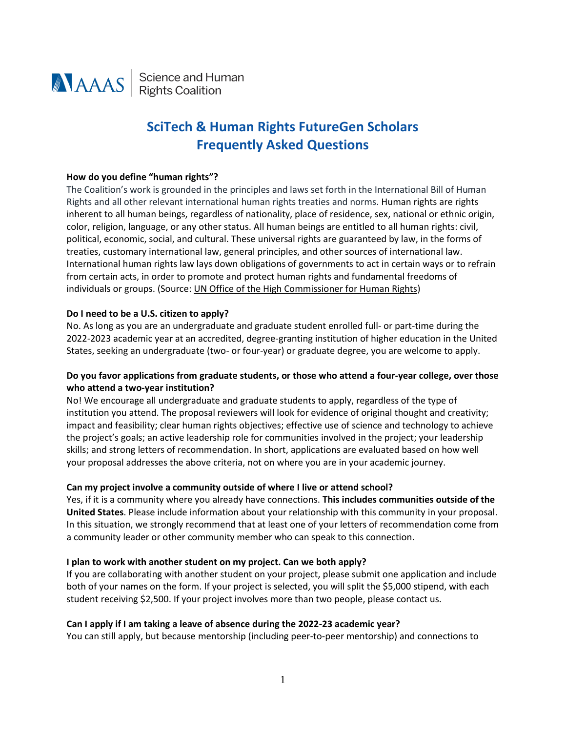AAAS | Science and Human Rights Coalition

# SciTech & Human Rights FutureGen Scholars Frequently Asked Questions

**How do you define "human rights"?**

The Coalition's work is grounded in the principles and laws set forth in the International Bill of Human Rights and all other relevant international human rights treaties and norms. Human rights are rights inherent to all human beings, regardless of nationality, place of residence, sex, national or ethnic origin, color, religion, language, or any other status. All human beings are entitled to all human rights: civil, political, economic, social, and cultural. These universal rights are guaranteed by law, in the forms of treaties, customary international law, general principles, and other sources of international law. International human rights law lays down obligations of governments to act in certain ways or to refrain from certain acts, in order to promote and protect human rights and fundamental freedoms of individuals or groups. (Source: UN Office of the High Commissioner for Human Rights)

**Do I need to be a U.S. citizen to apply?**

No. As long as you are an undergraduate and graduate student enrolled full- or part-time during the 2022-2023 academic year at an accredited, degree-granting institution of higher education in the United States, seeking an undergraduate (two- or four-year) or graduate degree, you are welcome to apply.

**Do you favor applications from graduate students, or those who attend a four-year college, over those who attend a two-year institution?**

No! We encourage all undergraduate and graduate students to apply, regardless of the type of institution you attend. The proposal reviewers will look for evidence of original thought and creativity; impact and feasibility; clear human rights objectives; effective use of science and technology to achieve the project's goals; an active leadership role for communities involved in the project; your leadership skills; and strong letters of recommendation. In short, applications are evaluated based on how well your proposal addresses the above criteria, not on where you are in your academic journey.

**Can my project involve a community outside of where I live or attend school?**

Yes, if it is a community where you already have connections. **This includes communities outside of the United States**. Please include information about your relationship with this community in your proposal. In this situation, we strongly recommend that at least one of your letters of recommendation come from a community leader or other community member who can speak to this connection.

**I plan to work with another student on my project. Can we both apply?**

If you are collaborating with another student on your project, please submit one application and include both of your names on the form. If your project is selected, you will split the $5,000 stipend, with each student receiving $2,500. If your project involves more than two people, please contact us.

**Can I apply if I am taking a leave of absence during the 2022-23 academic year?**

You can still apply, but because mentorship (including peer-to-peer mentorship) and connections to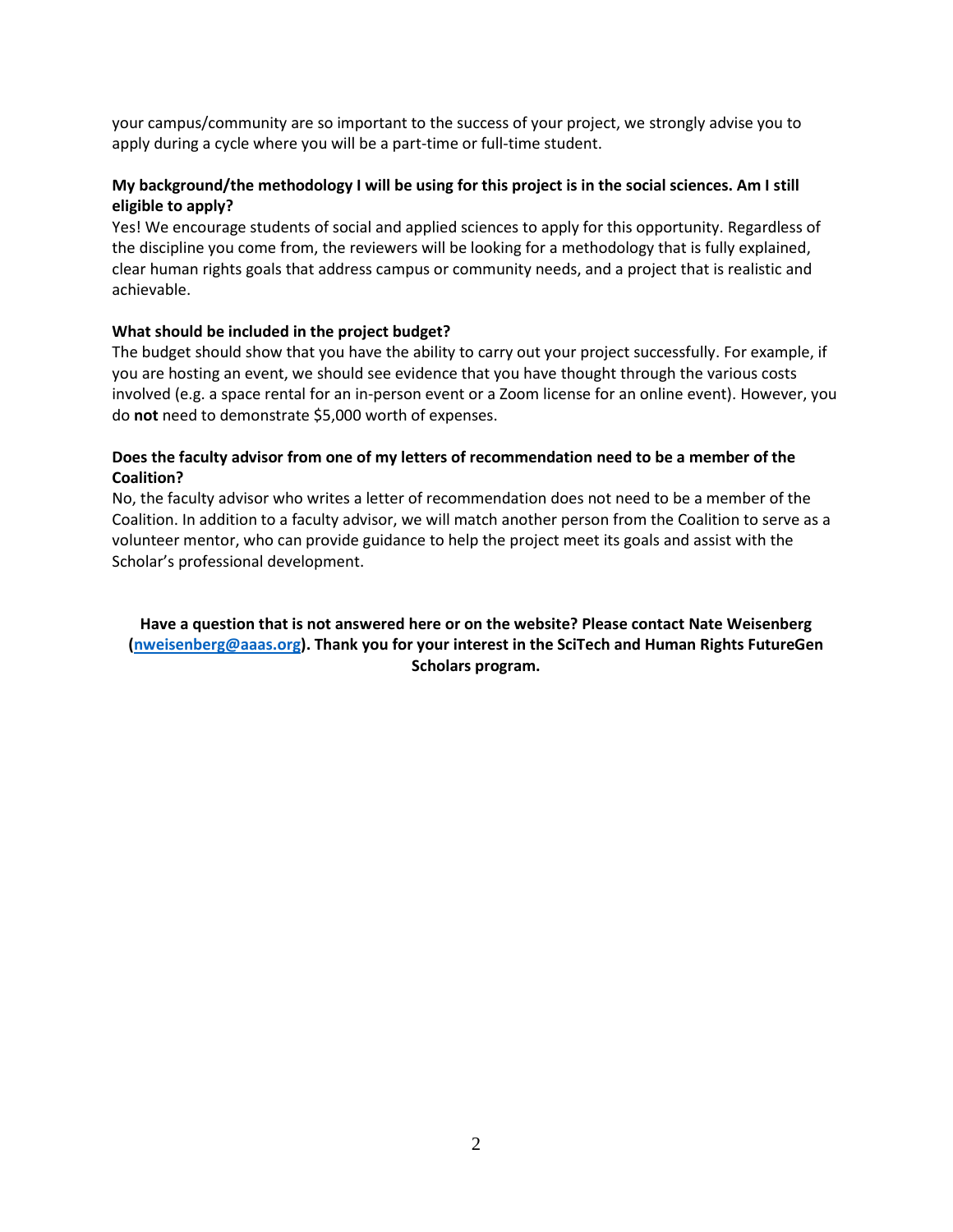your campus/community are so important to the success of your project, we strongly advise you to apply during a cycle where you will be a part-time or full-time student.

**My background/the methodology I will be using for this project is in the social sciences. Am I still eligible to apply?**

Yes! We encourage students of social and applied sciences to apply for this opportunity. Regardless of the discipline you come from, the reviewers will be looking for a methodology that is fully explained, clear human rights goals that address campus or community needs, and a project that is realistic and achievable.

**What should be included in the project budget?**

The budget should show that you have the ability to carry out your project successfully. For example, if you are hosting an event, we should see evidence that you have thought through the various costs involved (e.g. a space rental for an in-person event or a Zoom license for an online event). However, you do **not** need to demonstrate $5,000 worth of expenses.

**Does the faculty advisor from one of my letters of recommendation need to be a member of the Coalition?**

No, the faculty advisor who writes a letter of recommendation does not need to be a member of the Coalition. In addition to a faculty advisor, we will match another person from the Coalition to serve as a volunteer mentor, who can provide guidance to help the project meet its goals and assist with the Scholar's professional development.

**Have a question that is not answered here or on the website? Please contact Nate Weisenberg ([nweisenberg@aaas.org](mailto:nweisenberg@aaas.org)). Thank you for your interest in the SciTech and Human Rights FutureGen Scholars program.**